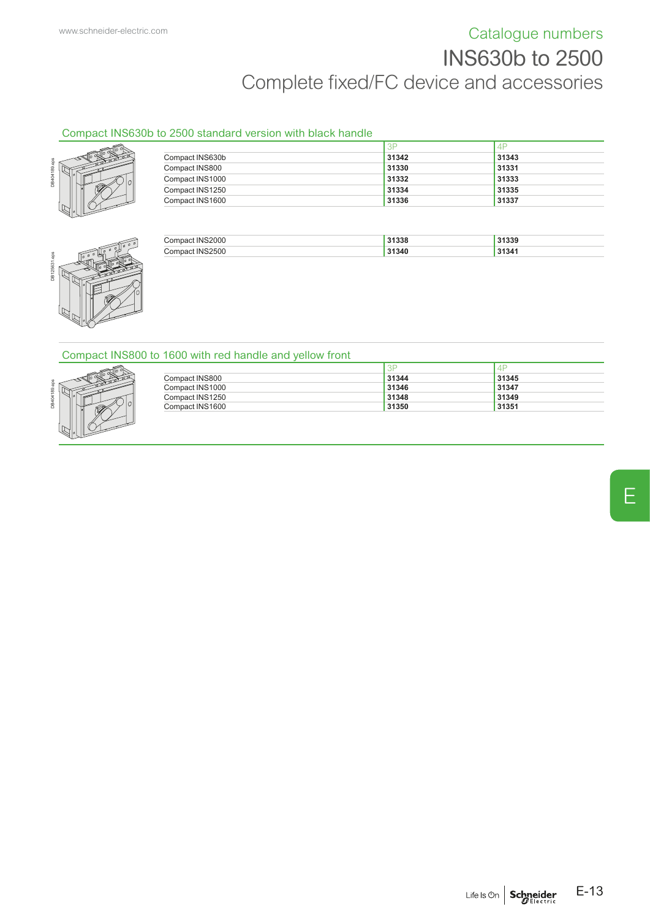# Catalogue numbers

# INS630b to 2500

## Complete fixed/FC device and accessories

### Compact INS630b to 2500 standard version with black handle

| | 3P | 4P |
|---|---|---|
| Compact INS630b | **31342** | **31343** |
| Compact INS800 | **31330** | **31331** |
| Compact INS1000 | **31332** | **31333** |
| Compact INS1250 | **31334** | **31335** |
| Compact INS1600 | **31336** | **31337** |
| Compact INS2000 | **31338** | **31339** |
| Compact INS2500 | **31340** | **31341** |

### Compact INS800 to 1600 with red handle and yellow front

| | 3P | 4P |
|---|---|---|
| Compact INS800 | **31344** | **31345** |
| Compact INS1000 | **31346** | **31347** |
| Compact INS1250 | **31348** | **31349** |
| Compact INS1600 | **31350** | **31351** |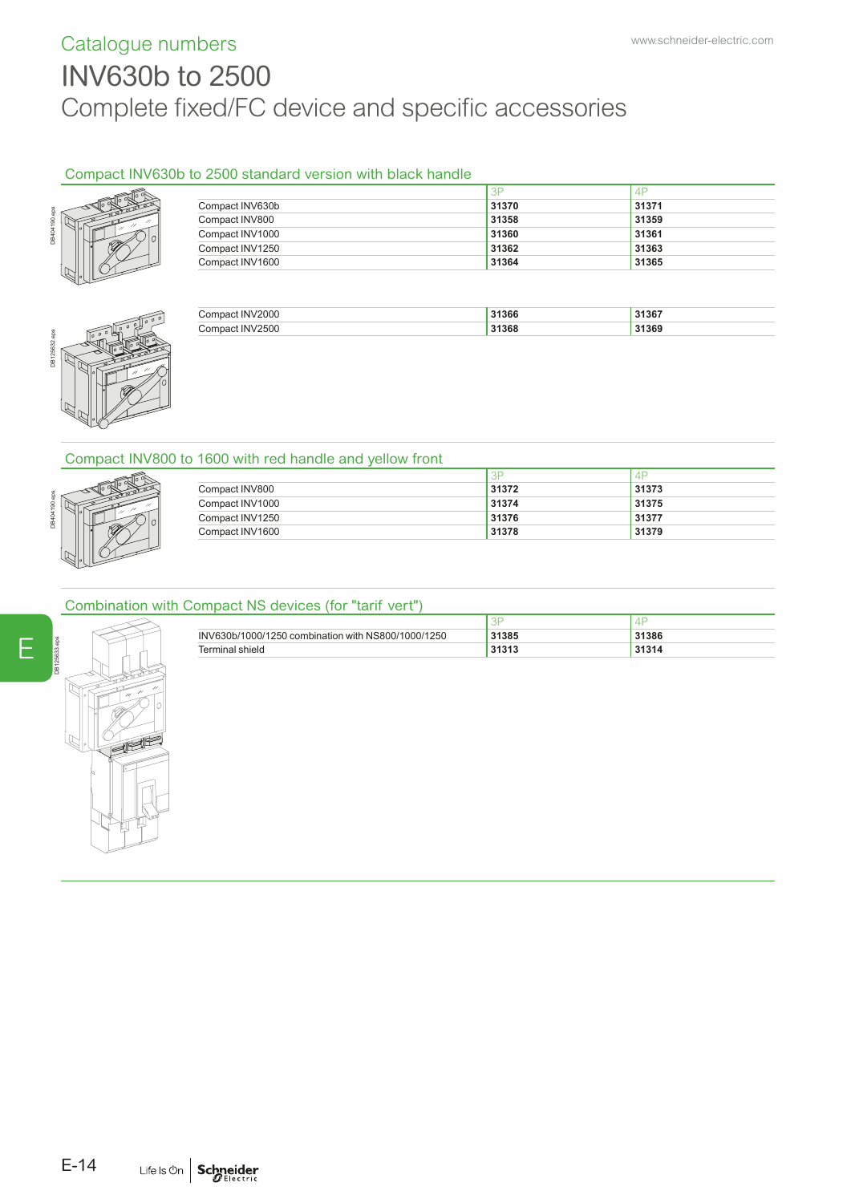Catalogue numbers

# INV630b to 2500

## Complete fixed/FC device and specific accessories

### Compact INV630b to 2500 standard version with black handle

| | 3P | 4P |
|---|---|---|
| Compact INV630b | **31370** | **31371** |
| Compact INV800 | **31358** | **31359** |
| Compact INV1000 | **31360** | **31361** |
| Compact INV1250 | **31362** | **31363** |
| Compact INV1600 | **31364** | **31365** |
| Compact INV2000 | **31366** | **31367** |
| Compact INV2500 | **31368** | **31369** |

### Compact INV800 to 1600 with red handle and yellow front

| | 3P | 4P |
|---|---|---|
| Compact INV800 | **31372** | **31373** |
| Compact INV1000 | **31374** | **31375** |
| Compact INV1250 | **31376** | **31377** |
| Compact INV1600 | **31378** | **31379** |

### Combination with Compact NS devices (for "tarif vert")

| | 3P | 4P |
|---|---|---|
| INV630b/1000/1250 combination with NS800/1000/1250 | **31385** | **31386** |
| Terminal shield | **31313** | **31314** |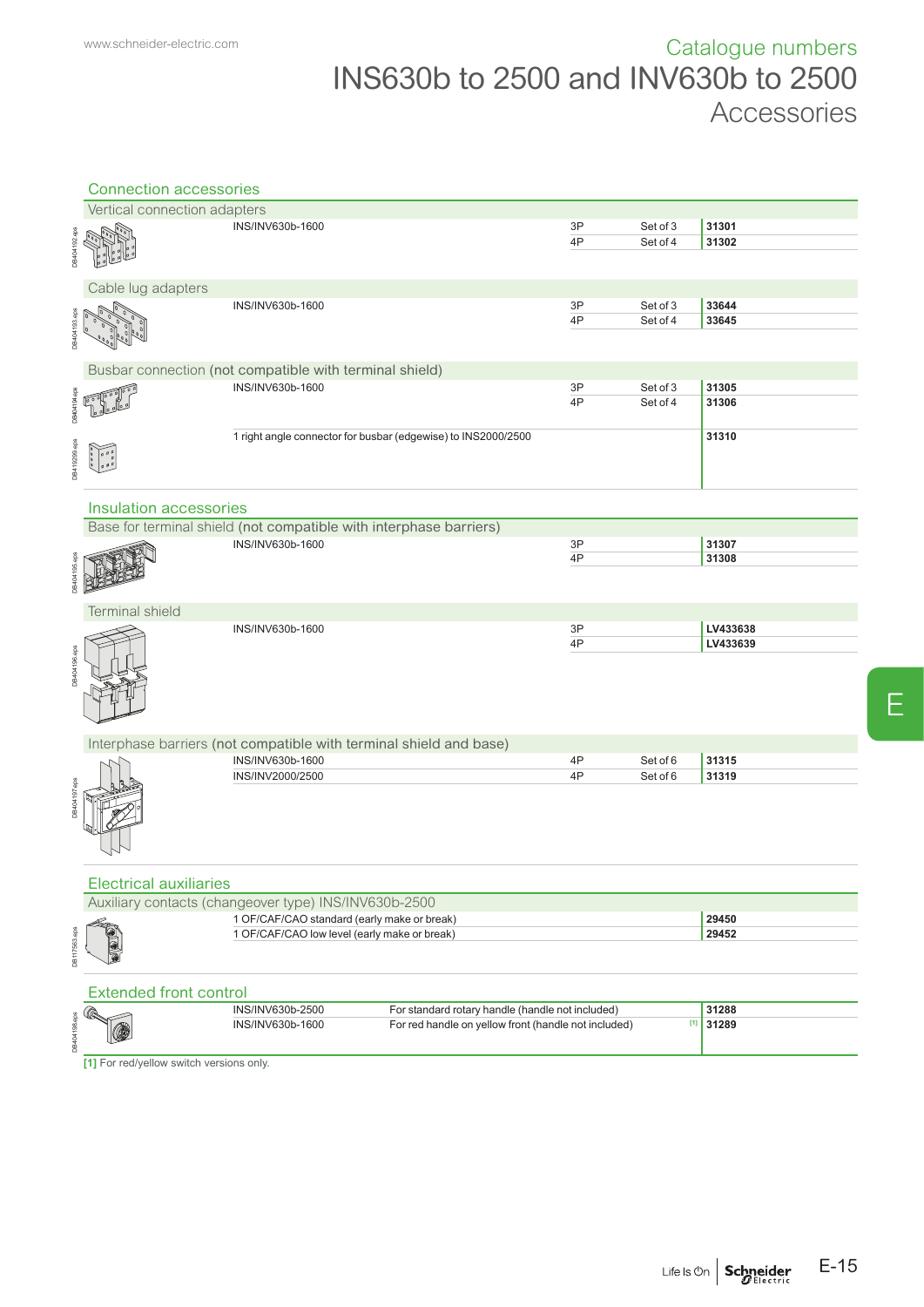# INS630b to 2500 and INV630b to 2500

## Catalogue numbers

### Accessories

## Connection accessories

### Vertical connection adapters

| | | | |
|---|---|---|---|
| INS/INV630b-1600 | 3P | Set of 3 | **31301** |
| | 4P | Set of 4 | **31302** |

### Cable lug adapters

| | | | |
|---|---|---|---|
| INS/INV630b-1600 | 3P | Set of 3 | **33644** |
| | 4P | Set of 4 | **33645** |

### Busbar connection (not compatible with terminal shield)

| | | | |
|---|---|---|---|
| INS/INV630b-1600 | 3P | Set of 3 | **31305** |
| | 4P | Set of 4 | **31306** |
| 1 right angle connector for busbar (edgewise) to INS2000/2500 | | | **31310** |

## Insulation accessories

### Base for terminal shield (not compatible with interphase barriers)

| | | |
|---|---|---|
| INS/INV630b-1600 | 3P | **31307** |
| | 4P | **31308** |

### Terminal shield

| | | |
|---|---|---|
| INS/INV630b-1600 | 3P | **LV433638** |
| | 4P | **LV433639** |

### Interphase barriers (not compatible with terminal shield and base)

| | | | |
|---|---|---|---|
| INS/INV630b-1600 | 4P | Set of 6 | **31315** |
| INS/INV2000/2500 | 4P | Set of 6 | **31319** |

## Electrical auxiliaries

### Auxiliary contacts (changeover type) INS/INV630b-2500

| | |
|---|---|
| 1 OF/CAF/CAO standard (early make or break) | **29450** |
| 1 OF/CAF/CAO low level (early make or break) | **29452** |

## Extended front control

| | | | |
|---|---|---|---|
| INS/INV630b-2500 | For standard rotary handle (handle not included) | | **31288** |
| INS/INV630b-1600 | For red handle on yellow front (handle not included) | [1] | **31289** |

[1] For red/yellow switch versions only.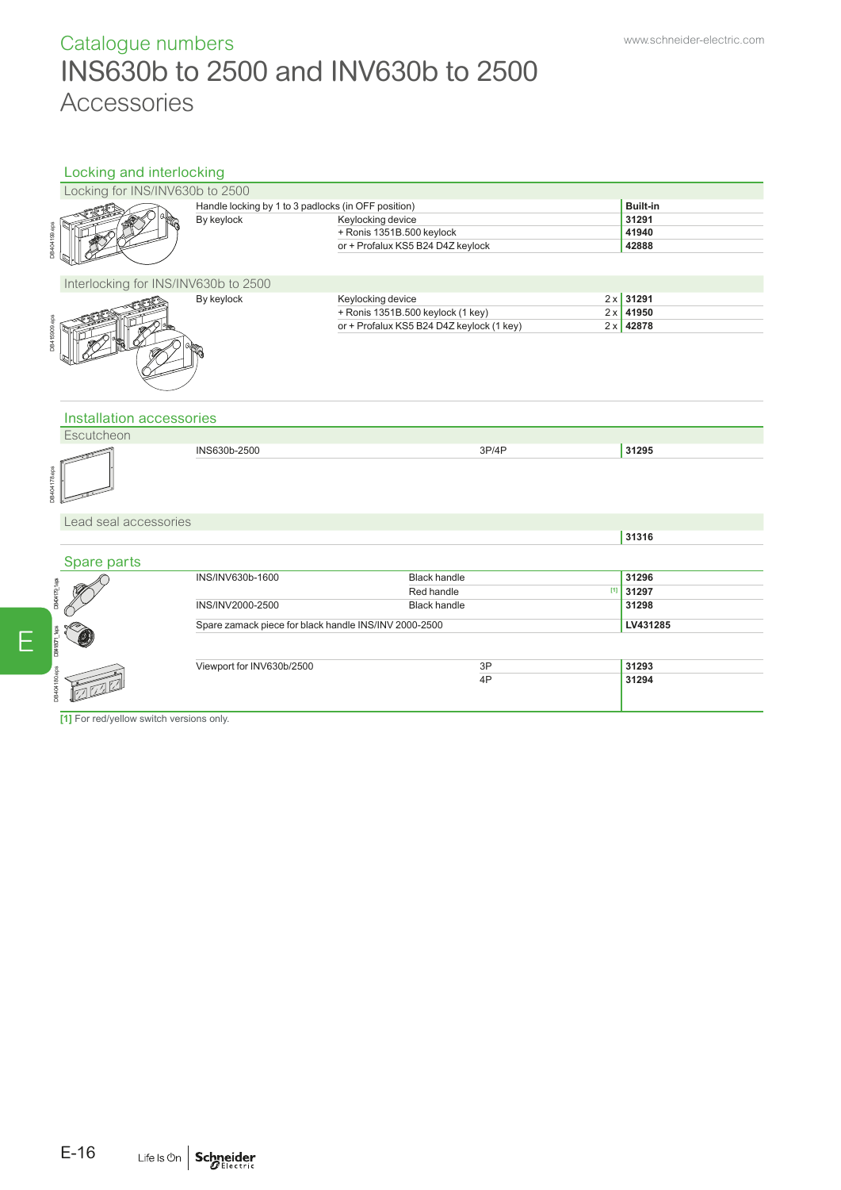# Catalogue numbers

# INS630b to 2500 and INV630b to 2500

## Accessories

### Locking and interlocking

#### Locking for INS/INV630b to 2500

| | | | |
|---|---|---|---|
| Handle locking by 1 to 3 padlocks (in OFF position) | | | **Built-in** |
| By keylock | Keylocking device | | **31291** |
| | + Ronis 1351B.500 keylock | | **41940** |
| | or + Profalux KS5 B24 D4Z keylock | | **42888** |

#### Interlocking for INS/INV630b to 2500

| | | | |
|---|---|---|---|
| By keylock | Keylocking device | 2 x | **31291** |
| | + Ronis 1351B.500 keylock (1 key) | 2 x | **41950** |
| | or + Profalux KS5 B24 D4Z keylock (1 key) | 2 x | **42878** |

### Installation accessories

#### Escutcheon

| | | |
|---|---|---|
| INS630b-2500 | 3P/4P | **31295** |

#### Lead seal accessories

| | |
|---|---|
| | **31316** |

### Spare parts

| | | | |
|---|---|---|---|
| INS/INV630b-1600 | Black handle | | **31296** |
| | Red handle | [1] | **31297** |
| INS/INV2000-2500 | Black handle | | **31298** |
| Spare zamack piece for black handle INS/INV 2000-2500 | | | **LV431285** |
| Viewport for INV630b/2500 | 3P | | **31293** |
| | 4P | | **31294** |

[1] For red/yellow switch versions only.